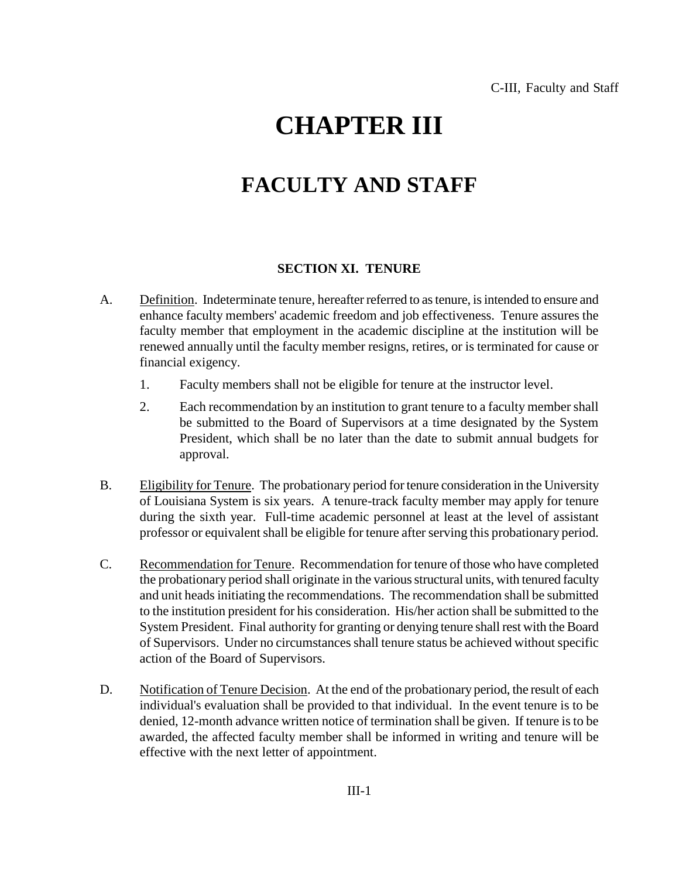# CHAPTER III

# FACULTY AND STAFF

### SECTION XI. TENURE

A. Definition. Indeterminate tenure, hereafter referred to as tenure, is intended to ensure and enhance faculty members' academic freedom and job effectiveness. Tenure assures the faculty member that employment in the academic discipline at the institution will be renewed annually until the faculty member resigns, retires, or is terminated for cause or financial exigency.

   1. Faculty members shall not be eligible for tenure at the instructor level.

   2. Each recommendation by an institution to grant tenure to a faculty member shall be submitted to the Board of Supervisors at a time designated by the System President, which shall be no later than the date to submit annual budgets for approval.

B. Eligibility for Tenure. The probationary period for tenure consideration in the University of Louisiana System is six years. A tenure-track faculty member may apply for tenure during the sixth year. Full-time academic personnel at least at the level of assistant professor or equivalent shall be eligible for tenure after serving this probationary period.

C. Recommendation for Tenure. Recommendation for tenure of those who have completed the probationary period shall originate in the various structural units, with tenured faculty and unit heads initiating the recommendations. The recommendation shall be submitted to the institution president for his consideration. His/her action shall be submitted to the System President. Final authority for granting or denying tenure shall rest with the Board of Supervisors. Under no circumstances shall tenure status be achieved without specific action of the Board of Supervisors.

D. Notification of Tenure Decision. At the end of the probationary period, the result of each individual's evaluation shall be provided to that individual. In the event tenure is to be denied, 12-month advance written notice of termination shall be given. If tenure is to be awarded, the affected faculty member shall be informed in writing and tenure will be effective with the next letter of appointment.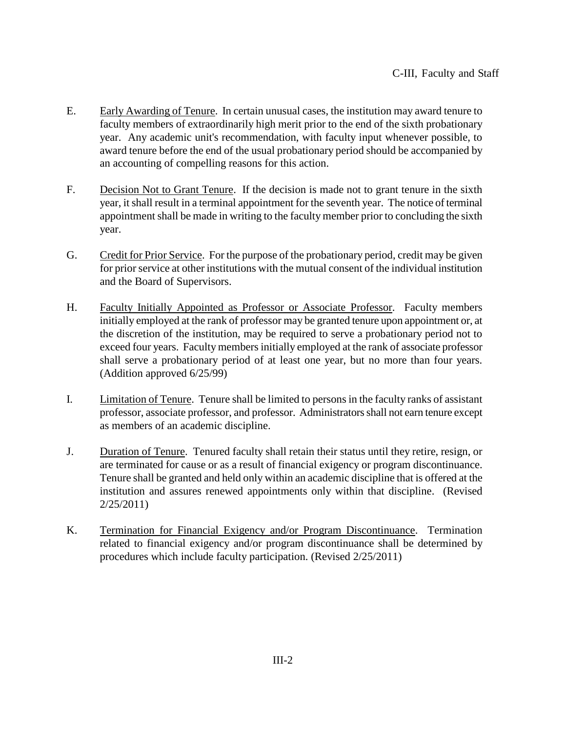E. Early Awarding of Tenure. In certain unusual cases, the institution may award tenure to faculty members of extraordinarily high merit prior to the end of the sixth probationary year. Any academic unit's recommendation, with faculty input whenever possible, to award tenure before the end of the usual probationary period should be accompanied by an accounting of compelling reasons for this action.

F. Decision Not to Grant Tenure. If the decision is made not to grant tenure in the sixth year, it shall result in a terminal appointment for the seventh year. The notice of terminal appointment shall be made in writing to the faculty member prior to concluding the sixth year.

G. Credit for Prior Service. For the purpose of the probationary period, credit may be given for prior service at other institutions with the mutual consent of the individual institution and the Board of Supervisors.

H. Faculty Initially Appointed as Professor or Associate Professor. Faculty members initially employed at the rank of professor may be granted tenure upon appointment or, at the discretion of the institution, may be required to serve a probationary period not to exceed four years. Faculty members initially employed at the rank of associate professor shall serve a probationary period of at least one year, but no more than four years. (Addition approved 6/25/99)

I. Limitation of Tenure. Tenure shall be limited to persons in the faculty ranks of assistant professor, associate professor, and professor. Administrators shall not earn tenure except as members of an academic discipline.

J. Duration of Tenure. Tenured faculty shall retain their status until they retire, resign, or are terminated for cause or as a result of financial exigency or program discontinuance. Tenure shall be granted and held only within an academic discipline that is offered at the institution and assures renewed appointments only within that discipline. (Revised 2/25/2011)

K. Termination for Financial Exigency and/or Program Discontinuance. Termination related to financial exigency and/or program discontinuance shall be determined by procedures which include faculty participation. (Revised 2/25/2011)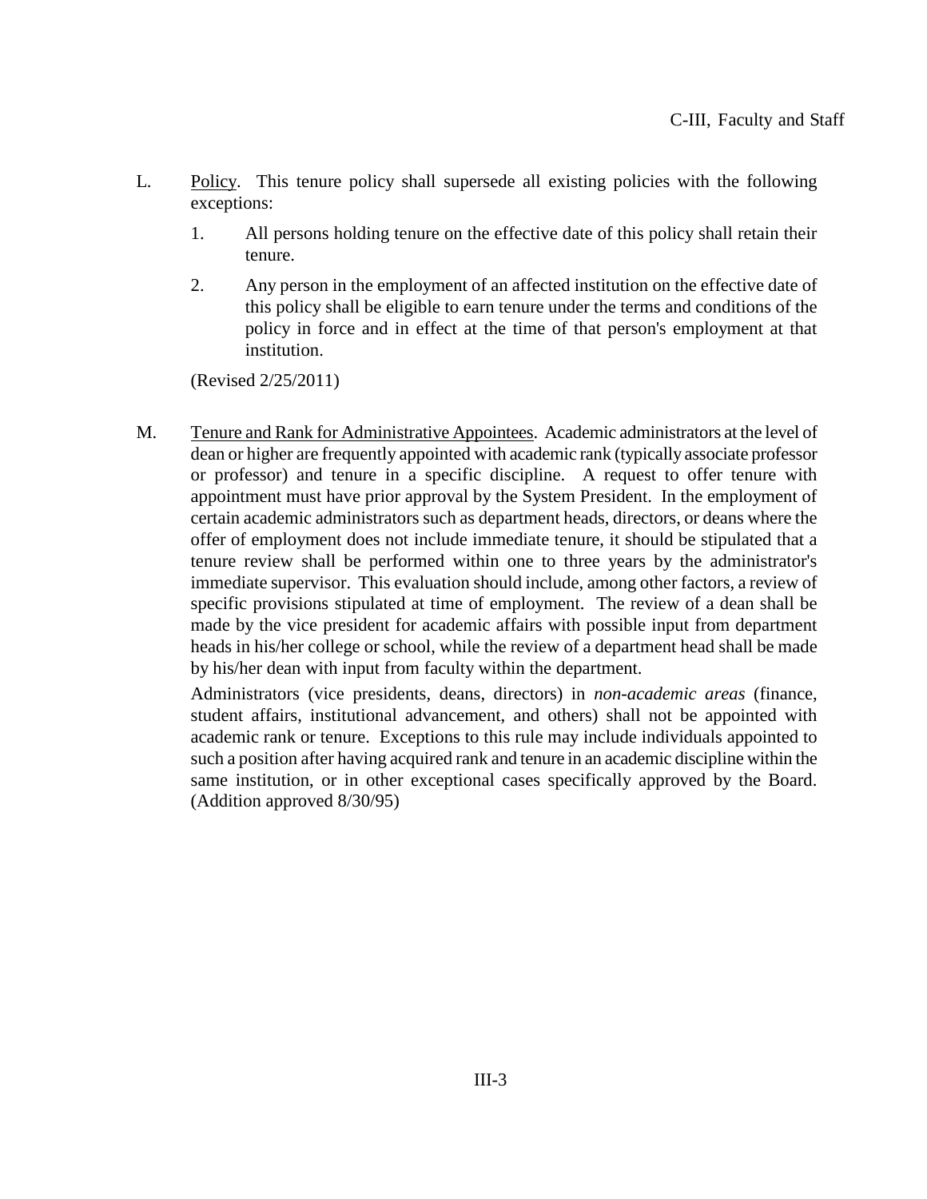L. Policy. This tenure policy shall supersede all existing policies with the following exceptions:

1. All persons holding tenure on the effective date of this policy shall retain their tenure.

2. Any person in the employment of an affected institution on the effective date of this policy shall be eligible to earn tenure under the terms and conditions of the policy in force and in effect at the time of that person's employment at that institution.

(Revised 2/25/2011)

M. Tenure and Rank for Administrative Appointees. Academic administrators at the level of dean or higher are frequently appointed with academic rank (typically associate professor or professor) and tenure in a specific discipline. A request to offer tenure with appointment must have prior approval by the System President. In the employment of certain academic administrators such as department heads, directors, or deans where the offer of employment does not include immediate tenure, it should be stipulated that a tenure review shall be performed within one to three years by the administrator's immediate supervisor. This evaluation should include, among other factors, a review of specific provisions stipulated at time of employment. The review of a dean shall be made by the vice president for academic affairs with possible input from department heads in his/her college or school, while the review of a department head shall be made by his/her dean with input from faculty within the department.

Administrators (vice presidents, deans, directors) in *non-academic areas* (finance, student affairs, institutional advancement, and others) shall not be appointed with academic rank or tenure. Exceptions to this rule may include individuals appointed to such a position after having acquired rank and tenure in an academic discipline within the same institution, or in other exceptional cases specifically approved by the Board. (Addition approved 8/30/95)